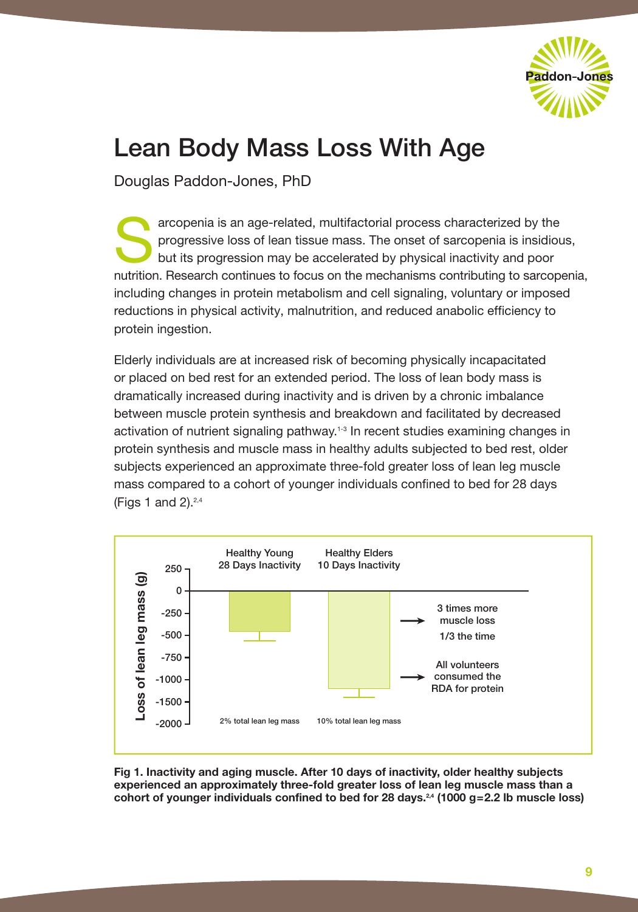# Lean Body Mass Loss With Age

Douglas Paddon-Jones, PhD

Sarcopenia is an age-related, multifactorial process characterized by the progressive loss of lean tissue mass. The onset of sarcopenia is insidious, but its progression may be accelerated by physical inactivity and poor nutrition. Research continues to focus on the mechanisms contributing to sarcopenia, including changes in protein metabolism and cell signaling, voluntary or imposed reductions in physical activity, malnutrition, and reduced anabolic efficiency to protein ingestion.

Elderly individuals are at increased risk of becoming physically incapacitated or placed on bed rest for an extended period. The loss of lean body mass is dramatically increased during inactivity and is driven by a chronic imbalance between muscle protein synthesis and breakdown and facilitated by decreased activation of nutrient signaling pathway.[1-3] In recent studies examining changes in protein synthesis and muscle mass in healthy adults subjected to bed rest, older subjects experienced an approximate three-fold greater loss of lean leg muscle mass compared to a cohort of younger individuals confined to bed for 28 days (Figs 1 and 2).[2,4]

Healthy Young 28 Days Inactivity — 2% total lean leg mass

Healthy Elders 10 Days Inactivity — 10% total lean leg mass

Loss of lean leg mass (g)

3 times more muscle loss, 1/3 the time

All volunteers consumed the RDA for protein

**Fig 1. Inactivity and aging muscle. After 10 days of inactivity, older healthy subjects experienced an approximately three-fold greater loss of lean leg muscle mass than a cohort of younger individuals confined to bed for 28 days.[2,4] (1000 g=2.2 lb muscle loss)**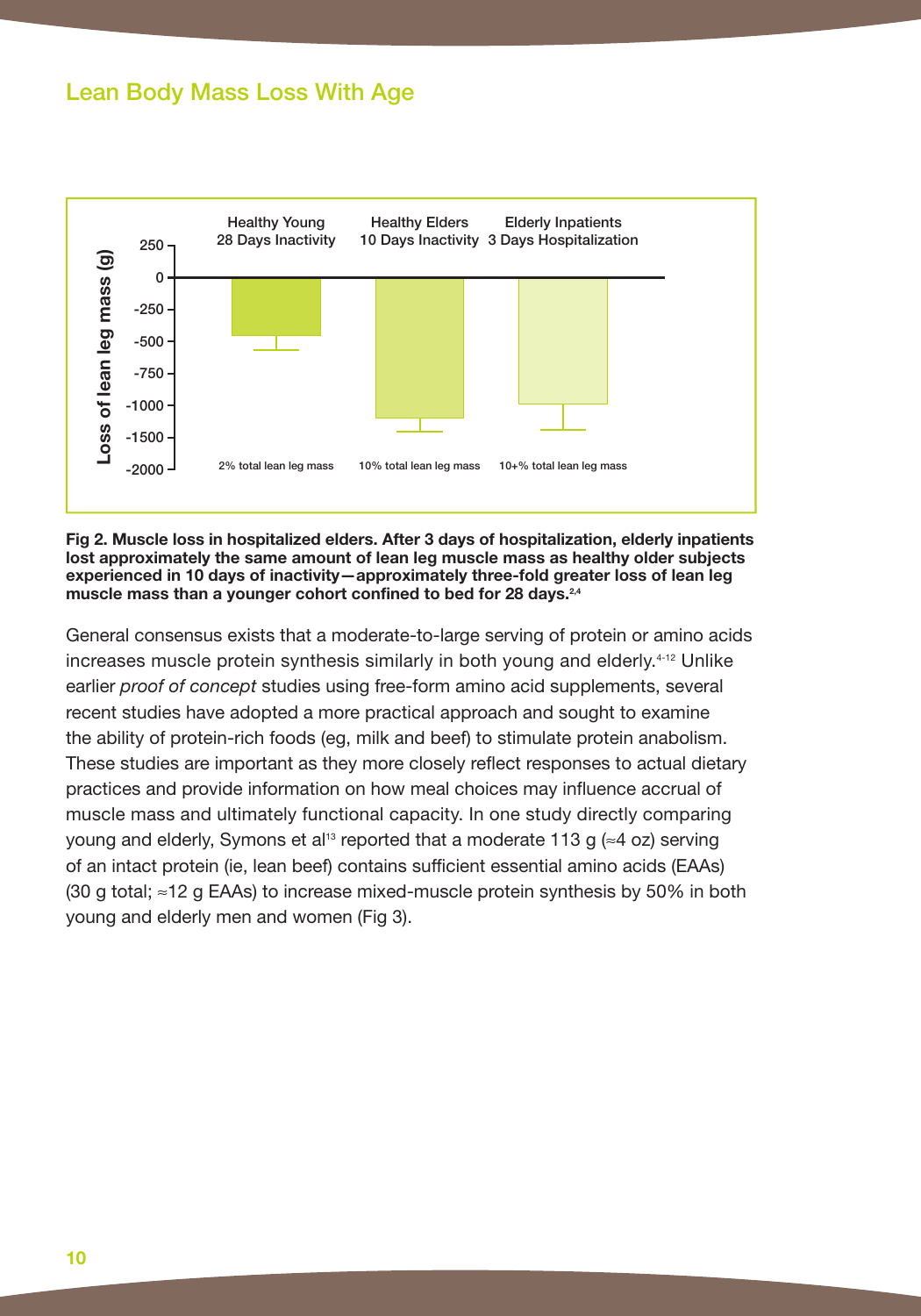## Lean Body Mass Loss With Age

Loss of lean leg mass (g)

| | Healthy Young 28 Days Inactivity | Healthy Elders 10 Days Inactivity | Elderly Inpatients 3 Days Hospitalization |
|---|---|---|---|
| | 2% total lean leg mass | 10% total lean leg mass | 10+% total lean leg mass |

**Fig 2. Muscle loss in hospitalized elders. After 3 days of hospitalization, elderly inpatients lost approximately the same amount of lean leg muscle mass as healthy older subjects experienced in 10 days of inactivity—approximately three-fold greater loss of lean leg muscle mass than a younger cohort confined to bed for 28 days.[2,4]**

General consensus exists that a moderate-to-large serving of protein or amino acids increases muscle protein synthesis similarly in both young and elderly.[4-12] Unlike earlier *proof of concept* studies using free-form amino acid supplements, several recent studies have adopted a more practical approach and sought to examine the ability of protein-rich foods (eg, milk and beef) to stimulate protein anabolism. These studies are important as they more closely reflect responses to actual dietary practices and provide information on how meal choices may influence accrual of muscle mass and ultimately functional capacity. In one study directly comparing young and elderly, Symons et al[13] reported that a moderate 113 g (≈4 oz) serving of an intact protein (ie, lean beef) contains sufficient essential amino acids (EAAs) (30 g total; ≈12 g EAAs) to increase mixed-muscle protein synthesis by 50% in both young and elderly men and women (Fig 3).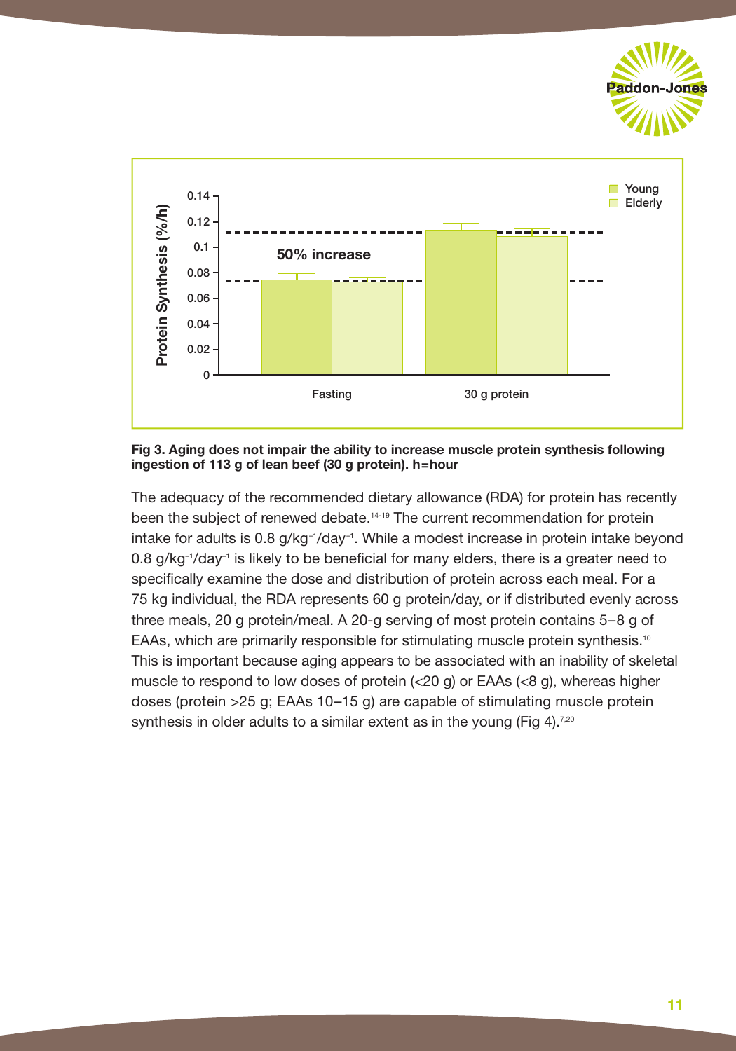**Fig 3. Aging does not impair the ability to increase muscle protein synthesis following ingestion of 113 g of lean beef (30 g protein). h=hour**

The adequacy of the recommended dietary allowance (RDA) for protein has recently been the subject of renewed debate.[14-19] The current recommendation for protein intake for adults is 0.8 g/kg$^{-1}$/day$^{-1}$. While a modest increase in protein intake beyond 0.8 g/kg$^{-1}$/day$^{-1}$ is likely to be beneficial for many elders, there is a greater need to specifically examine the dose and distribution of protein across each meal. For a 75 kg individual, the RDA represents 60 g protein/day, or if distributed evenly across three meals, 20 g protein/meal. A 20-g serving of most protein contains 5–8 g of EAAs, which are primarily responsible for stimulating muscle protein synthesis.[10] This is important because aging appears to be associated with an inability of skeletal muscle to respond to low doses of protein (<20 g) or EAAs (<8 g), whereas higher doses (protein >25 g; EAAs 10–15 g) are capable of stimulating muscle protein synthesis in older adults to a similar extent as in the young (Fig 4).[7,20]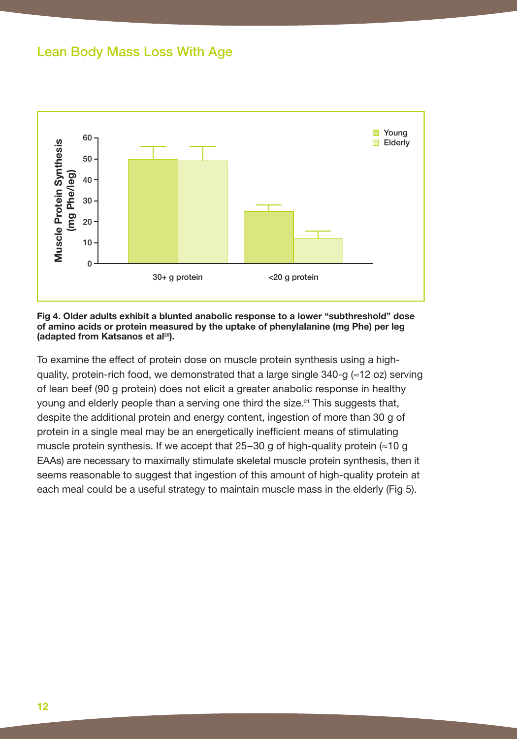## Lean Body Mass Loss With Age

Fig 4. **Older adults exhibit a blunted anabolic response to a lower "subthreshold" dose of amino acids or protein measured by the uptake of phenylalanine (mg Phe) per leg (adapted from Katsanos et al[20]).**

To examine the effect of protein dose on muscle protein synthesis using a high-quality, protein-rich food, we demonstrated that a large single 340-g (≈12 oz) serving of lean beef (90 g protein) does not elicit a greater anabolic response in healthy young and elderly people than a serving one third the size.[21] This suggests that, despite the additional protein and energy content, ingestion of more than 30 g of protein in a single meal may be an energetically inefficient means of stimulating muscle protein synthesis. If we accept that 25–30 g of high-quality protein (≈10 g EAAs) are necessary to maximally stimulate skeletal muscle protein synthesis, then it seems reasonable to suggest that ingestion of this amount of high-quality protein at each meal could be a useful strategy to maintain muscle mass in the elderly (Fig 5).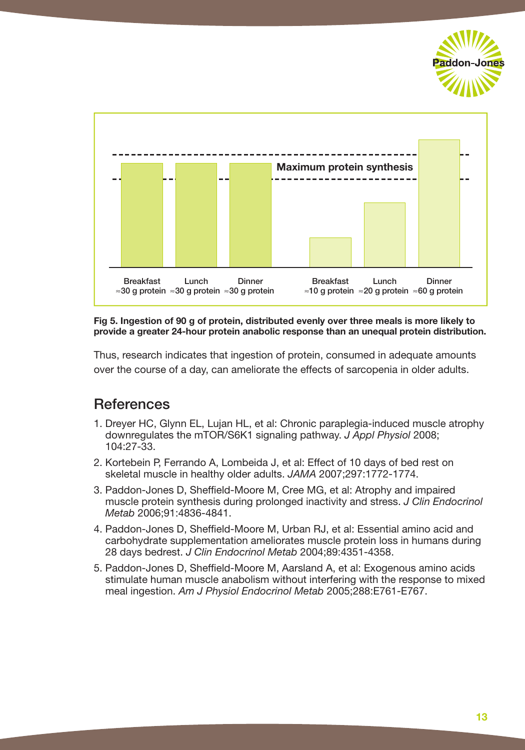Maximum protein synthesis

| Breakfast | Lunch | Dinner | Breakfast | Lunch | Dinner |
| --- | --- | --- | --- | --- | --- |
| ≈30 g protein | ≈30 g protein | ≈30 g protein | ≈10 g protein | ≈20 g protein | ≈60 g protein |

**Fig 5. Ingestion of 90 g of protein, distributed evenly over three meals is more likely to provide a greater 24-hour protein anabolic response than an unequal protein distribution.**

Thus, research indicates that ingestion of protein, consumed in adequate amounts over the course of a day, can ameliorate the effects of sarcopenia in older adults.

## References

1. Dreyer HC, Glynn EL, Lujan HL, et al: Chronic paraplegia-induced muscle atrophy downregulates the mTOR/S6K1 signaling pathway. *J Appl Physiol* 2008; 104:27-33.
2. Kortebein P, Ferrando A, Lombeida J, et al: Effect of 10 days of bed rest on skeletal muscle in healthy older adults. *JAMA* 2007;297:1772-1774.
3. Paddon-Jones D, Sheffield-Moore M, Cree MG, et al: Atrophy and impaired muscle protein synthesis during prolonged inactivity and stress. *J Clin Endocrinol Metab* 2006;91:4836-4841.
4. Paddon-Jones D, Sheffield-Moore M, Urban RJ, et al: Essential amino acid and carbohydrate supplementation ameliorates muscle protein loss in humans during 28 days bedrest. *J Clin Endocrinol Metab* 2004;89:4351-4358.
5. Paddon-Jones D, Sheffield-Moore M, Aarsland A, et al: Exogenous amino acids stimulate human muscle anabolism without interfering with the response to mixed meal ingestion. *Am J Physiol Endocrinol Metab* 2005;288:E761-E767.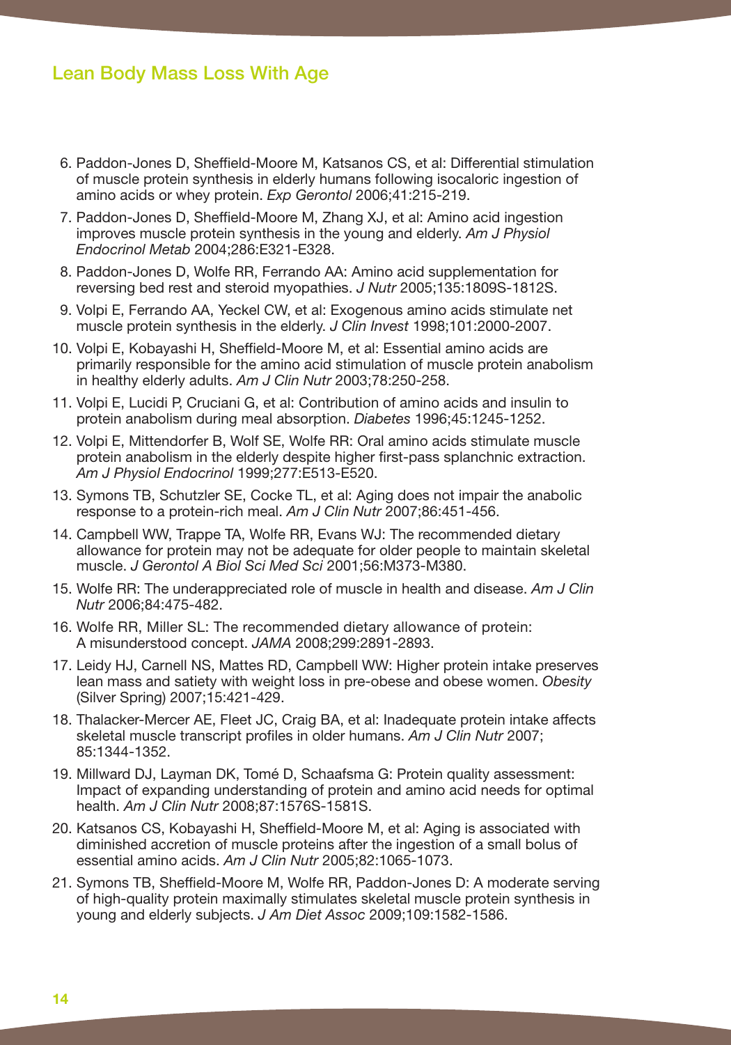6. Paddon-Jones D, Sheffield-Moore M, Katsanos CS, et al: Differential stimulation of muscle protein synthesis in elderly humans following isocaloric ingestion of amino acids or whey protein. *Exp Gerontol* 2006;41:215-219.
7. Paddon-Jones D, Sheffield-Moore M, Zhang XJ, et al: Amino acid ingestion improves muscle protein synthesis in the young and elderly. *Am J Physiol Endocrinol Metab* 2004;286:E321-E328.
8. Paddon-Jones D, Wolfe RR, Ferrando AA: Amino acid supplementation for reversing bed rest and steroid myopathies. *J Nutr* 2005;135:1809S-1812S.
9. Volpi E, Ferrando AA, Yeckel CW, et al: Exogenous amino acids stimulate net muscle protein synthesis in the elderly. *J Clin Invest* 1998;101:2000-2007.
10. Volpi E, Kobayashi H, Sheffield-Moore M, et al: Essential amino acids are primarily responsible for the amino acid stimulation of muscle protein anabolism in healthy elderly adults. *Am J Clin Nutr* 2003;78:250-258.
11. Volpi E, Lucidi P, Cruciani G, et al: Contribution of amino acids and insulin to protein anabolism during meal absorption. *Diabetes* 1996;45:1245-1252.
12. Volpi E, Mittendorfer B, Wolf SE, Wolfe RR: Oral amino acids stimulate muscle protein anabolism in the elderly despite higher first-pass splanchnic extraction. *Am J Physiol Endocrinol* 1999;277:E513-E520.
13. Symons TB, Schutzler SE, Cocke TL, et al: Aging does not impair the anabolic response to a protein-rich meal. *Am J Clin Nutr* 2007;86:451-456.
14. Campbell WW, Trappe TA, Wolfe RR, Evans WJ: The recommended dietary allowance for protein may not be adequate for older people to maintain skeletal muscle. *J Gerontol A Biol Sci Med Sci* 2001;56:M373-M380.
15. Wolfe RR: The underappreciated role of muscle in health and disease. *Am J Clin Nutr* 2006;84:475-482.
16. Wolfe RR, Miller SL: The recommended dietary allowance of protein: A misunderstood concept. *JAMA* 2008;299:2891-2893.
17. Leidy HJ, Carnell NS, Mattes RD, Campbell WW: Higher protein intake preserves lean mass and satiety with weight loss in pre-obese and obese women. *Obesity* (Silver Spring) 2007;15:421-429.
18. Thalacker-Mercer AE, Fleet JC, Craig BA, et al: Inadequate protein intake affects skeletal muscle transcript profiles in older humans. *Am J Clin Nutr* 2007; 85:1344-1352.
19. Millward DJ, Layman DK, Tomé D, Schaafsma G: Protein quality assessment: Impact of expanding understanding of protein and amino acid needs for optimal health. *Am J Clin Nutr* 2008;87:1576S-1581S.
20. Katsanos CS, Kobayashi H, Sheffield-Moore M, et al: Aging is associated with diminished accretion of muscle proteins after the ingestion of a small bolus of essential amino acids. *Am J Clin Nutr* 2005;82:1065-1073.
21. Symons TB, Sheffield-Moore M, Wolfe RR, Paddon-Jones D: A moderate serving of high-quality protein maximally stimulates skeletal muscle protein synthesis in young and elderly subjects. *J Am Diet Assoc* 2009;109:1582-1586.